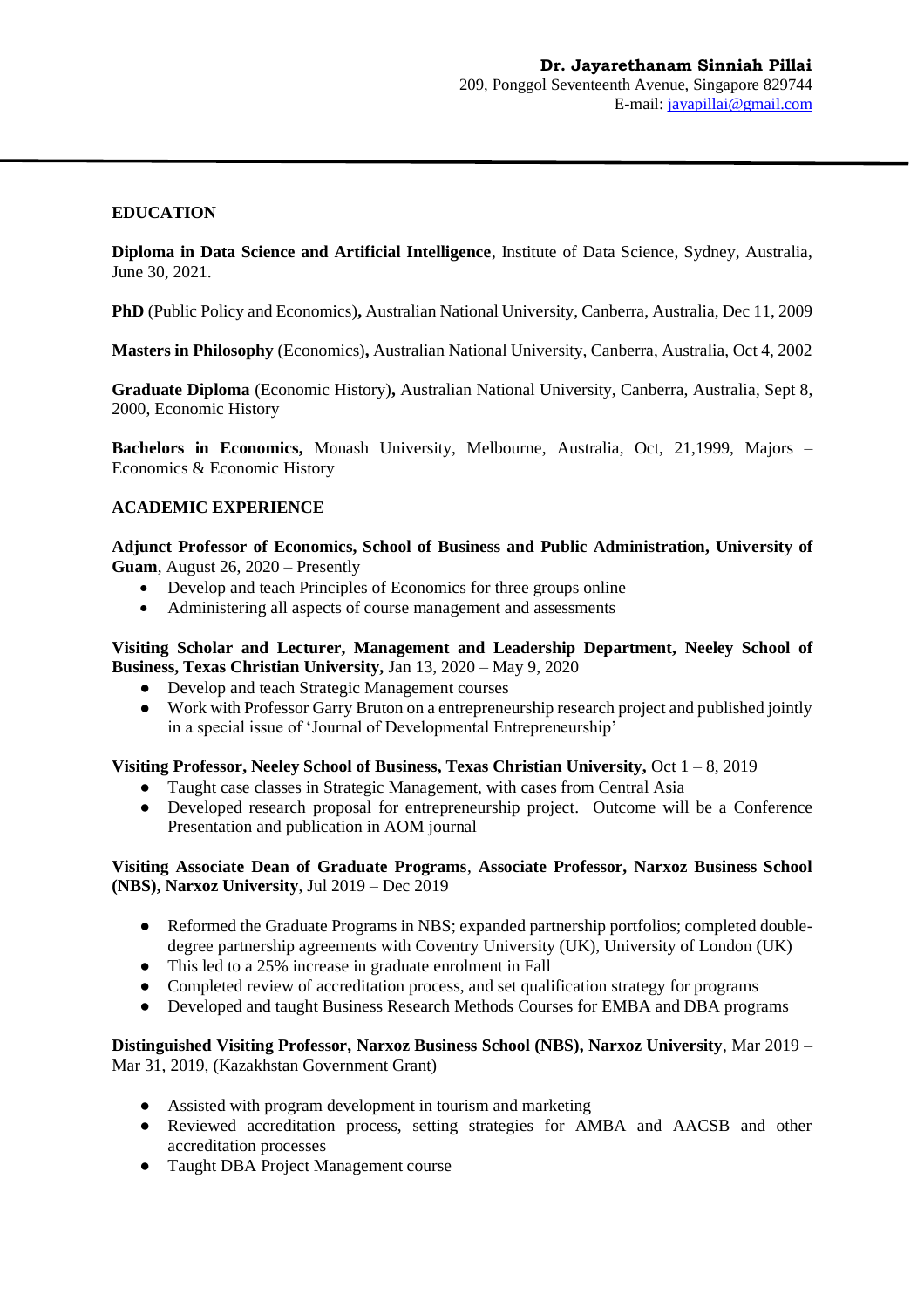**Dr. Jayarethanam Sinniah Pillai**
209, Ponggol Seventeenth Avenue, Singapore 829744
E-mail: jayapillai@gmail.com

---

## EDUCATION

**Diploma in Data Science and Artificial Intelligence**, Institute of Data Science, Sydney, Australia, June 30, 2021.

**PhD** (Public Policy and Economics)**,** Australian National University, Canberra, Australia, Dec 11, 2009

**Masters in Philosophy** (Economics)**,** Australian National University, Canberra, Australia, Oct 4, 2002

**Graduate Diploma** (Economic History)**,** Australian National University, Canberra, Australia, Sept 8, 2000, Economic History

**Bachelors in Economics,** Monash University, Melbourne, Australia, Oct, 21,1999, Majors – Economics & Economic History

## ACADEMIC EXPERIENCE

**Adjunct Professor of Economics, School of Business and Public Administration, University of Guam**, August 26, 2020 – Presently

- Develop and teach Principles of Economics for three groups online
- Administering all aspects of course management and assessments

**Visiting Scholar and Lecturer, Management and Leadership Department, Neeley School of Business, Texas Christian University,** Jan 13, 2020 – May 9, 2020

- Develop and teach Strategic Management courses
- Work with Professor Garry Bruton on a entrepreneurship research project and published jointly in a special issue of 'Journal of Developmental Entrepreneurship'

**Visiting Professor, Neeley School of Business, Texas Christian University,** Oct 1 – 8, 2019

- Taught case classes in Strategic Management, with cases from Central Asia
- Developed research proposal for entrepreneurship project. Outcome will be a Conference Presentation and publication in AOM journal

**Visiting Associate Dean of Graduate Programs**, **Associate Professor, Narxoz Business School (NBS), Narxoz University**, Jul 2019 – Dec 2019

- Reformed the Graduate Programs in NBS; expanded partnership portfolios; completed double-degree partnership agreements with Coventry University (UK), University of London (UK)
- This led to a 25% increase in graduate enrolment in Fall
- Completed review of accreditation process, and set qualification strategy for programs
- Developed and taught Business Research Methods Courses for EMBA and DBA programs

**Distinguished Visiting Professor, Narxoz Business School (NBS), Narxoz University**, Mar 2019 – Mar 31, 2019, (Kazakhstan Government Grant)

- Assisted with program development in tourism and marketing
- Reviewed accreditation process, setting strategies for AMBA and AACSB and other accreditation processes
- Taught DBA Project Management course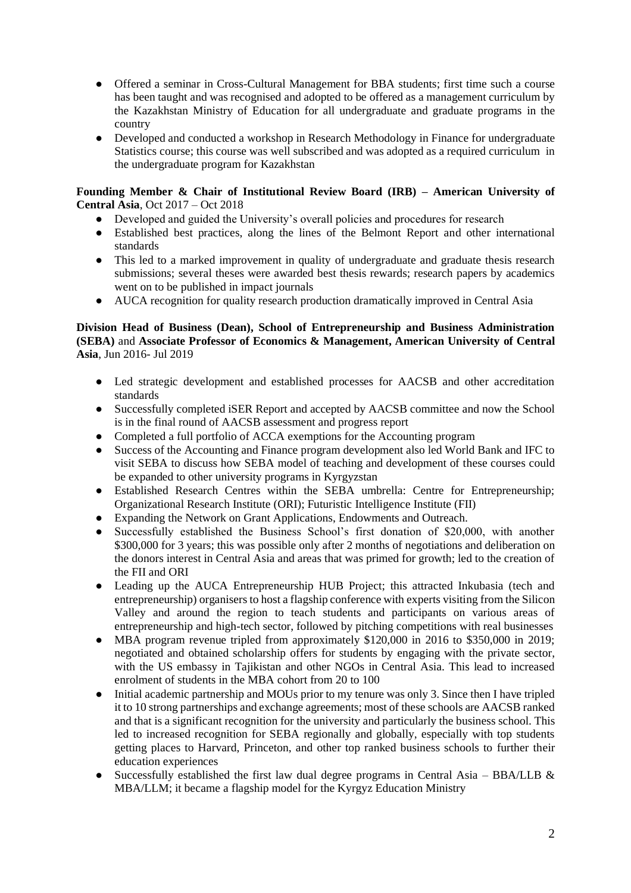- Offered a seminar in Cross-Cultural Management for BBA students; first time such a course has been taught and was recognised and adopted to be offered as a management curriculum by the Kazakhstan Ministry of Education for all undergraduate and graduate programs in the country
- Developed and conducted a workshop in Research Methodology in Finance for undergraduate Statistics course; this course was well subscribed and was adopted as a required curriculum in the undergraduate program for Kazakhstan

**Founding Member & Chair of Institutional Review Board (IRB) – American University of Central Asia**, Oct 2017 – Oct 2018

- Developed and guided the University's overall policies and procedures for research
- Established best practices, along the lines of the Belmont Report and other international standards
- This led to a marked improvement in quality of undergraduate and graduate thesis research submissions; several theses were awarded best thesis rewards; research papers by academics went on to be published in impact journals
- AUCA recognition for quality research production dramatically improved in Central Asia

**Division Head of Business (Dean), School of Entrepreneurship and Business Administration (SEBA)** and **Associate Professor of Economics & Management, American University of Central Asia**, Jun 2016- Jul 2019

- Led strategic development and established processes for AACSB and other accreditation standards
- Successfully completed iSER Report and accepted by AACSB committee and now the School is in the final round of AACSB assessment and progress report
- Completed a full portfolio of ACCA exemptions for the Accounting program
- Success of the Accounting and Finance program development also led World Bank and IFC to visit SEBA to discuss how SEBA model of teaching and development of these courses could be expanded to other university programs in Kyrgyzstan
- Established Research Centres within the SEBA umbrella: Centre for Entrepreneurship; Organizational Research Institute (ORI); Futuristic Intelligence Institute (FII)
- Expanding the Network on Grant Applications, Endowments and Outreach.
- Successfully established the Business School's first donation of $20,000, with another $300,000 for 3 years; this was possible only after 2 months of negotiations and deliberation on the donors interest in Central Asia and areas that was primed for growth; led to the creation of the FII and ORI
- Leading up the AUCA Entrepreneurship HUB Project; this attracted Inkubasia (tech and entrepreneurship) organisers to host a flagship conference with experts visiting from the Silicon Valley and around the region to teach students and participants on various areas of entrepreneurship and high-tech sector, followed by pitching competitions with real businesses
- MBA program revenue tripled from approximately $120,000 in 2016 to $350,000 in 2019; negotiated and obtained scholarship offers for students by engaging with the private sector, with the US embassy in Tajikistan and other NGOs in Central Asia. This lead to increased enrolment of students in the MBA cohort from 20 to 100
- Initial academic partnership and MOUs prior to my tenure was only 3. Since then I have tripled it to 10 strong partnerships and exchange agreements; most of these schools are AACSB ranked and that is a significant recognition for the university and particularly the business school. This led to increased recognition for SEBA regionally and globally, especially with top students getting places to Harvard, Princeton, and other top ranked business schools to further their education experiences
- Successfully established the first law dual degree programs in Central Asia – BBA/LLB & MBA/LLM; it became a flagship model for the Kyrgyz Education Ministry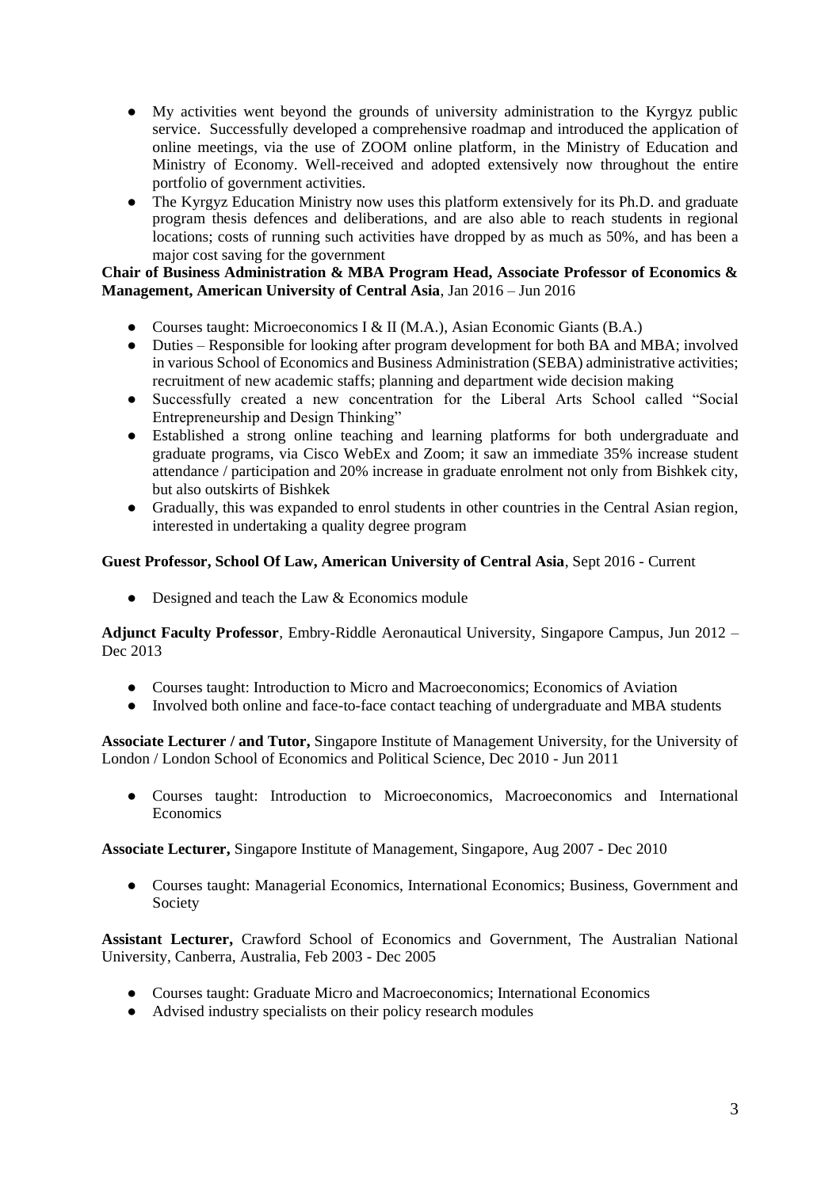- My activities went beyond the grounds of university administration to the Kyrgyz public service. Successfully developed a comprehensive roadmap and introduced the application of online meetings, via the use of ZOOM online platform, in the Ministry of Education and Ministry of Economy. Well-received and adopted extensively now throughout the entire portfolio of government activities.
- The Kyrgyz Education Ministry now uses this platform extensively for its Ph.D. and graduate program thesis defences and deliberations, and are also able to reach students in regional locations; costs of running such activities have dropped by as much as 50%, and has been a major cost saving for the government

**Chair of Business Administration & MBA Program Head, Associate Professor of Economics & Management, American University of Central Asia**, Jan 2016 – Jun 2016

- Courses taught: Microeconomics I & II (M.A.), Asian Economic Giants (B.A.)
- Duties – Responsible for looking after program development for both BA and MBA; involved in various School of Economics and Business Administration (SEBA) administrative activities; recruitment of new academic staffs; planning and department wide decision making
- Successfully created a new concentration for the Liberal Arts School called "Social Entrepreneurship and Design Thinking"
- Established a strong online teaching and learning platforms for both undergraduate and graduate programs, via Cisco WebEx and Zoom; it saw an immediate 35% increase student attendance / participation and 20% increase in graduate enrolment not only from Bishkek city, but also outskirts of Bishkek
- Gradually, this was expanded to enrol students in other countries in the Central Asian region, interested in undertaking a quality degree program

**Guest Professor, School Of Law, American University of Central Asia**, Sept 2016 - Current

- Designed and teach the Law & Economics module

**Adjunct Faculty Professor**, Embry-Riddle Aeronautical University, Singapore Campus, Jun 2012 – Dec 2013

- Courses taught: Introduction to Micro and Macroeconomics; Economics of Aviation
- Involved both online and face-to-face contact teaching of undergraduate and MBA students

**Associate Lecturer / and Tutor,** Singapore Institute of Management University, for the University of London / London School of Economics and Political Science, Dec 2010 - Jun 2011

- Courses taught: Introduction to Microeconomics, Macroeconomics and International Economics

**Associate Lecturer,** Singapore Institute of Management, Singapore, Aug 2007 - Dec 2010

- Courses taught: Managerial Economics, International Economics; Business, Government and Society

**Assistant Lecturer,** Crawford School of Economics and Government, The Australian National University, Canberra, Australia, Feb 2003 - Dec 2005

- Courses taught: Graduate Micro and Macroeconomics; International Economics
- Advised industry specialists on their policy research modules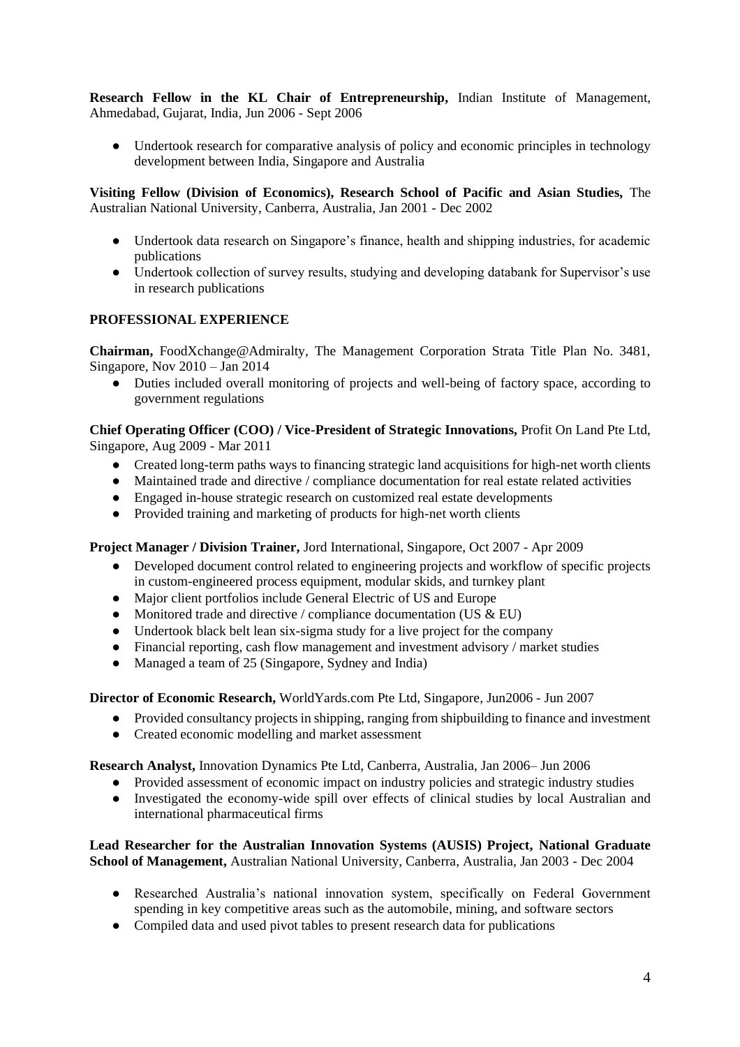**Research Fellow in the KL Chair of Entrepreneurship,** Indian Institute of Management, Ahmedabad, Gujarat, India, Jun 2006 - Sept 2006

- Undertook research for comparative analysis of policy and economic principles in technology development between India, Singapore and Australia

**Visiting Fellow (Division of Economics), Research School of Pacific and Asian Studies,** The Australian National University, Canberra, Australia, Jan 2001 - Dec 2002

- Undertook data research on Singapore's finance, health and shipping industries, for academic publications
- Undertook collection of survey results, studying and developing databank for Supervisor's use in research publications

## PROFESSIONAL EXPERIENCE

**Chairman,** FoodXchange@Admiralty, The Management Corporation Strata Title Plan No. 3481, Singapore, Nov 2010 – Jan 2014

- Duties included overall monitoring of projects and well-being of factory space, according to government regulations

**Chief Operating Officer (COO) / Vice-President of Strategic Innovations,** Profit On Land Pte Ltd, Singapore, Aug 2009 - Mar 2011

- Created long-term paths ways to financing strategic land acquisitions for high-net worth clients
- Maintained trade and directive / compliance documentation for real estate related activities
- Engaged in-house strategic research on customized real estate developments
- Provided training and marketing of products for high-net worth clients

**Project Manager / Division Trainer,** Jord International, Singapore, Oct 2007 - Apr 2009

- Developed document control related to engineering projects and workflow of specific projects in custom-engineered process equipment, modular skids, and turnkey plant
- Major client portfolios include General Electric of US and Europe
- Monitored trade and directive / compliance documentation (US & EU)
- Undertook black belt lean six-sigma study for a live project for the company
- Financial reporting, cash flow management and investment advisory / market studies
- Managed a team of 25 (Singapore, Sydney and India)

**Director of Economic Research,** WorldYards.com Pte Ltd, Singapore, Jun2006 - Jun 2007

- Provided consultancy projects in shipping, ranging from shipbuilding to finance and investment
- Created economic modelling and market assessment

**Research Analyst,** Innovation Dynamics Pte Ltd, Canberra, Australia, Jan 2006– Jun 2006

- Provided assessment of economic impact on industry policies and strategic industry studies
- Investigated the economy-wide spill over effects of clinical studies by local Australian and international pharmaceutical firms

**Lead Researcher for the Australian Innovation Systems (AUSIS) Project, National Graduate School of Management,** Australian National University, Canberra, Australia, Jan 2003 - Dec 2004

- Researched Australia's national innovation system, specifically on Federal Government spending in key competitive areas such as the automobile, mining, and software sectors
- Compiled data and used pivot tables to present research data for publications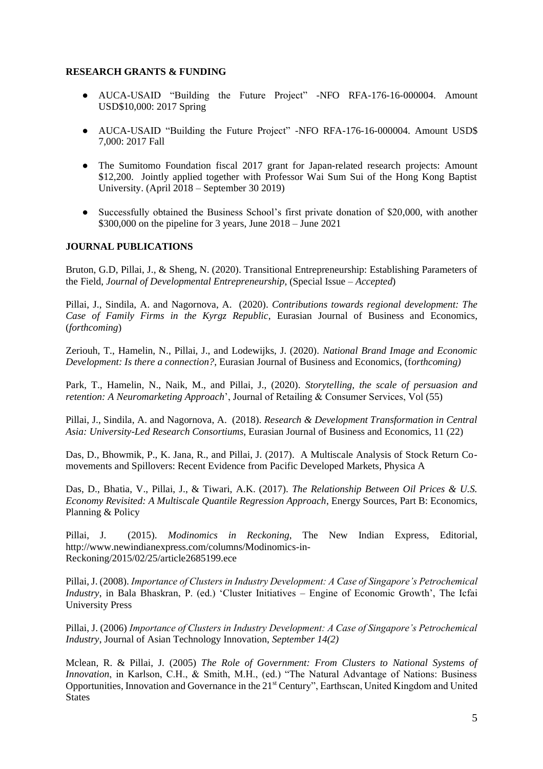**RESEARCH GRANTS & FUNDING**

- AUCA-USAID "Building the Future Project" -NFO RFA-176-16-000004. Amount USD$10,000: 2017 Spring
- AUCA-USAID "Building the Future Project" -NFO RFA-176-16-000004. Amount USD$ 7,000: 2017 Fall
- The Sumitomo Foundation fiscal 2017 grant for Japan-related research projects: Amount $12,200. Jointly applied together with Professor Wai Sum Sui of the Hong Kong Baptist University. (April 2018 – September 30 2019)
- Successfully obtained the Business School's first private donation of $20,000, with another $300,000 on the pipeline for 3 years, June 2018 – June 2021

**JOURNAL PUBLICATIONS**

Bruton, G.D, Pillai, J., & Sheng, N. (2020). Transitional Entrepreneurship: Establishing Parameters of the Field, *Journal of Developmental Entrepreneurship*, (Special Issue – *Accepted*)

Pillai, J., Sindila, A. and Nagornova, A. (2020). *Contributions towards regional development: The Case of Family Firms in the Kyrgz Republic*, Eurasian Journal of Business and Economics, (*forthcoming*)

Zeriouh, T., Hamelin, N., Pillai, J., and Lodewijks, J. (2020). *National Brand Image and Economic Development: Is there a connection?*, Eurasian Journal of Business and Economics, (f*orthcoming)*

Park, T., Hamelin, N., Naik, M., and Pillai, J., (2020). *Storytelling, the scale of persuasion and retention: A Neuromarketing Approach*', Journal of Retailing & Consumer Services, Vol (55)

Pillai, J., Sindila, A. and Nagornova, A. (2018). *Research & Development Transformation in Central Asia: University-Led Research Consortiums*, Eurasian Journal of Business and Economics, 11 (22)

Das, D., Bhowmik, P., K. Jana, R., and Pillai, J. (2017). A Multiscale Analysis of Stock Return Co-movements and Spillovers: Recent Evidence from Pacific Developed Markets, Physica A

Das, D., Bhatia, V., Pillai, J., & Tiwari, A.K. (2017). *The Relationship Between Oil Prices & U.S. Economy Revisited: A Multiscale Quantile Regression Approach*, Energy Sources, Part B: Economics, Planning & Policy

Pillai, J. (2015). *Modinomics in Reckoning*, The New Indian Express, Editorial, http://www.newindianexpress.com/columns/Modinomics-in-Reckoning/2015/02/25/article2685199.ece

Pillai, J. (2008). *Importance of Clusters in Industry Development: A Case of Singapore's Petrochemical Industry*, in Bala Bhaskran, P. (ed.) 'Cluster Initiatives – Engine of Economic Growth', The Icfai University Press

Pillai, J. (2006) *Importance of Clusters in Industry Development: A Case of Singapore's Petrochemical Industry*, Journal of Asian Technology Innovation, *September 14(2)*

Mclean, R. & Pillai, J. (2005) *The Role of Government: From Clusters to National Systems of Innovation*, in Karlson, C.H., & Smith, M.H., (ed.) "The Natural Advantage of Nations: Business Opportunities, Innovation and Governance in the 21st Century", Earthscan, United Kingdom and United States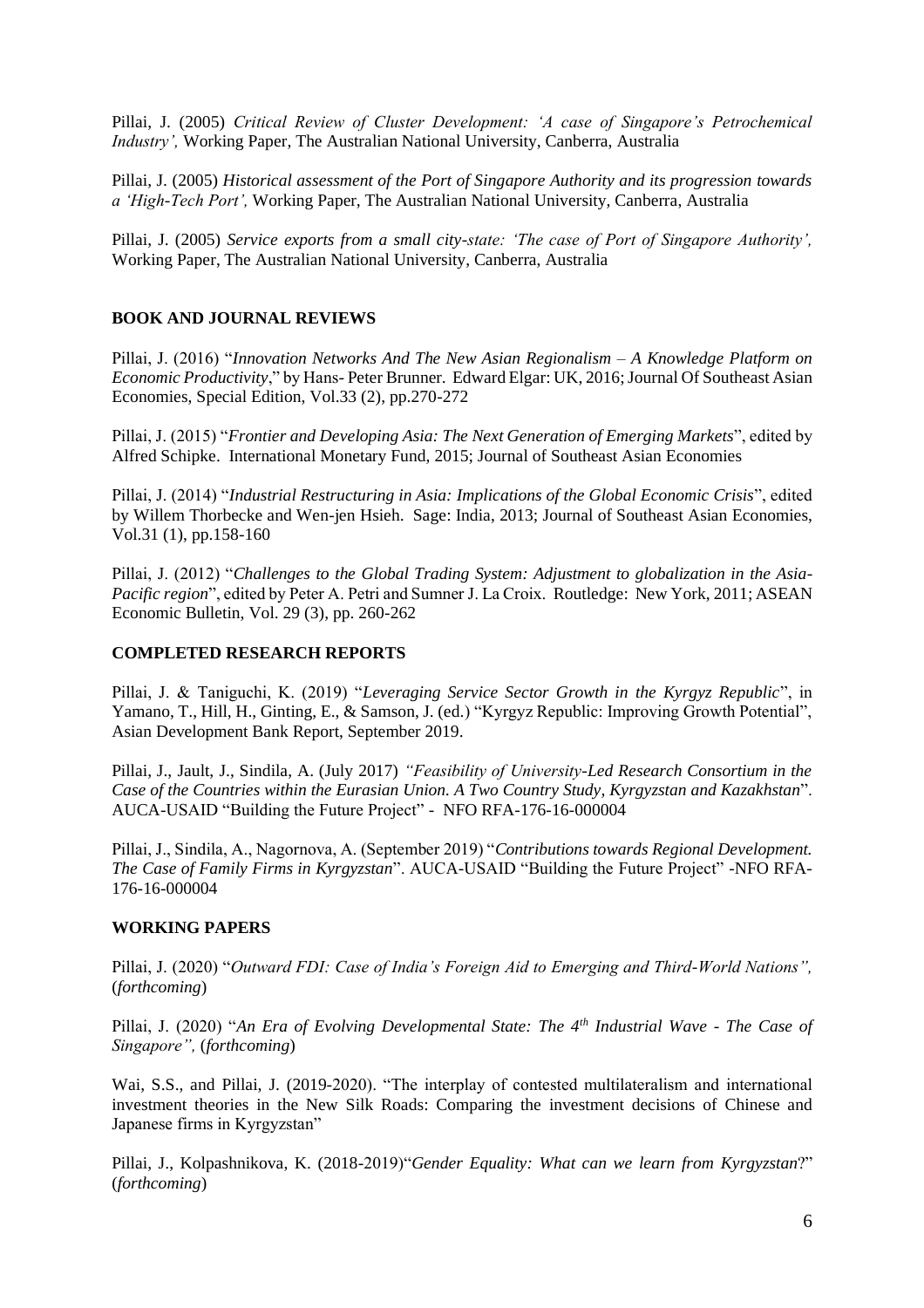Pillai, J. (2005) *Critical Review of Cluster Development: 'A case of Singapore's Petrochemical Industry',* Working Paper, The Australian National University, Canberra, Australia

Pillai, J. (2005) *Historical assessment of the Port of Singapore Authority and its progression towards a 'High-Tech Port',* Working Paper, The Australian National University, Canberra, Australia

Pillai, J. (2005) *Service exports from a small city-state: 'The case of Port of Singapore Authority',* Working Paper, The Australian National University, Canberra, Australia

**BOOK AND JOURNAL REVIEWS**

Pillai, J. (2016) "*Innovation Networks And The New Asian Regionalism – A Knowledge Platform on Economic Productivity*," by Hans- Peter Brunner. Edward Elgar: UK, 2016; Journal Of Southeast Asian Economies, Special Edition, Vol.33 (2), pp.270-272

Pillai, J. (2015) "*Frontier and Developing Asia: The Next Generation of Emerging Markets*", edited by Alfred Schipke. International Monetary Fund, 2015; Journal of Southeast Asian Economies

Pillai, J. (2014) "*Industrial Restructuring in Asia: Implications of the Global Economic Crisis*", edited by Willem Thorbecke and Wen-jen Hsieh. Sage: India, 2013; Journal of Southeast Asian Economies, Vol.31 (1), pp.158-160

Pillai, J. (2012) "*Challenges to the Global Trading System: Adjustment to globalization in the Asia-Pacific region*", edited by Peter A. Petri and Sumner J. La Croix. Routledge: New York, 2011; ASEAN Economic Bulletin, Vol. 29 (3), pp. 260-262

**COMPLETED RESEARCH REPORTS**

Pillai, J. & Taniguchi, K. (2019) "*Leveraging Service Sector Growth in the Kyrgyz Republic*", in Yamano, T., Hill, H., Ginting, E., & Samson, J. (ed.) "Kyrgyz Republic: Improving Growth Potential", Asian Development Bank Report, September 2019.

Pillai, J., Jault, J., Sindila, A. (July 2017) *"Feasibility of University-Led Research Consortium in the Case of the Countries within the Eurasian Union. A Two Country Study, Kyrgyzstan and Kazakhstan*". AUCA-USAID "Building the Future Project" - NFO RFA-176-16-000004

Pillai, J., Sindila, A., Nagornova, A. (September 2019) "*Contributions towards Regional Development. The Case of Family Firms in Kyrgyzstan*". AUCA-USAID "Building the Future Project" -NFO RFA-176-16-000004

**WORKING PAPERS**

Pillai, J. (2020) "*Outward FDI: Case of India's Foreign Aid to Emerging and Third-World Nations",* (*forthcoming*)

Pillai, J. (2020) "*An Era of Evolving Developmental State: The 4th Industrial Wave - The Case of Singapore",* (*forthcoming*)

Wai, S.S., and Pillai, J. (2019-2020). "The interplay of contested multilateralism and international investment theories in the New Silk Roads: Comparing the investment decisions of Chinese and Japanese firms in Kyrgyzstan"

Pillai, J., Kolpashnikova, K. (2018-2019)"*Gender Equality: What can we learn from Kyrgyzstan*?" (*forthcoming*)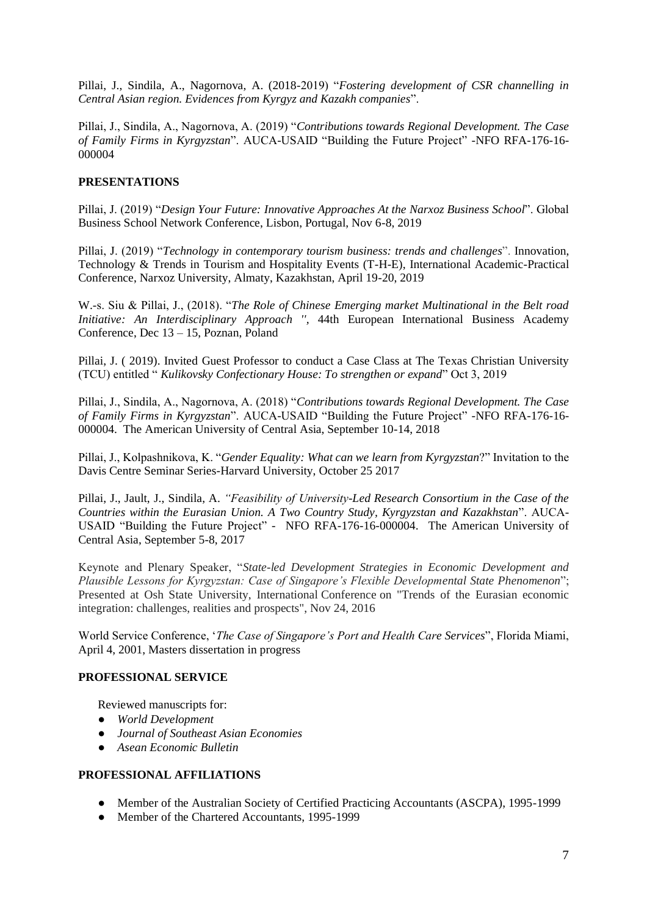Pillai, J., Sindila, A., Nagornova, A. (2018-2019) "*Fostering development of CSR channelling in Central Asian region. Evidences from Kyrgyz and Kazakh companies*".

Pillai, J., Sindila, A., Nagornova, A. (2019) "*Contributions towards Regional Development. The Case of Family Firms in Kyrgyzstan*". AUCA-USAID "Building the Future Project" -NFO RFA-176-16-000004

## PRESENTATIONS

Pillai, J. (2019) "*Design Your Future: Innovative Approaches At the Narxoz Business School*". Global Business School Network Conference, Lisbon, Portugal, Nov 6-8, 2019

Pillai, J. (2019) "*Technology in contemporary tourism business: trends and challenges*". Innovation, Technology & Trends in Tourism and Hospitality Events (T-H-E), International Academic-Practical Conference, Narxoz University, Almaty, Kazakhstan, April 19-20, 2019

W.-s. Siu & Pillai, J., (2018). "*The Role of Chinese Emerging market Multinational in the Belt road Initiative: An Interdisciplinary Approach ",* 44th European International Business Academy Conference, Dec 13 – 15, Poznan, Poland

Pillai, J. ( 2019). Invited Guest Professor to conduct a Case Class at The Texas Christian University (TCU) entitled " *Kulikovsky Confectionary House: To strengthen or expand*" Oct 3, 2019

Pillai, J., Sindila, A., Nagornova, A. (2018) "*Contributions towards Regional Development. The Case of Family Firms in Kyrgyzstan*". AUCA-USAID "Building the Future Project" -NFO RFA-176-16-000004. The American University of Central Asia, September 10-14, 2018

Pillai, J., Kolpashnikova, K. "*Gender Equality: What can we learn from Kyrgyzstan*?" Invitation to the Davis Centre Seminar Series-Harvard University, October 25 2017

Pillai, J., Jault, J., Sindila, A. *"Feasibility of University-Led Research Consortium in the Case of the Countries within the Eurasian Union. A Two Country Study, Kyrgyzstan and Kazakhstan*". AUCA-USAID "Building the Future Project" - NFO RFA-176-16-000004. The American University of Central Asia, September 5-8, 2017

Keynote and Plenary Speaker, "*State-led Development Strategies in Economic Development and Plausible Lessons for Kyrgyzstan: Case of Singapore's Flexible Developmental State Phenomenon*"; Presented at Osh State University, International Conference on "Trends of the Eurasian economic integration: challenges, realities and prospects", Nov 24, 2016

World Service Conference, '*The Case of Singapore's Port and Health Care Services*", Florida Miami, April 4, 2001, Masters dissertation in progress

## PROFESSIONAL SERVICE

Reviewed manuscripts for:

- *World Development*
- *Journal of Southeast Asian Economies*
- *Asean Economic Bulletin*

## PROFESSIONAL AFFILIATIONS

- Member of the Australian Society of Certified Practicing Accountants (ASCPA), 1995-1999
- Member of the Chartered Accountants, 1995-1999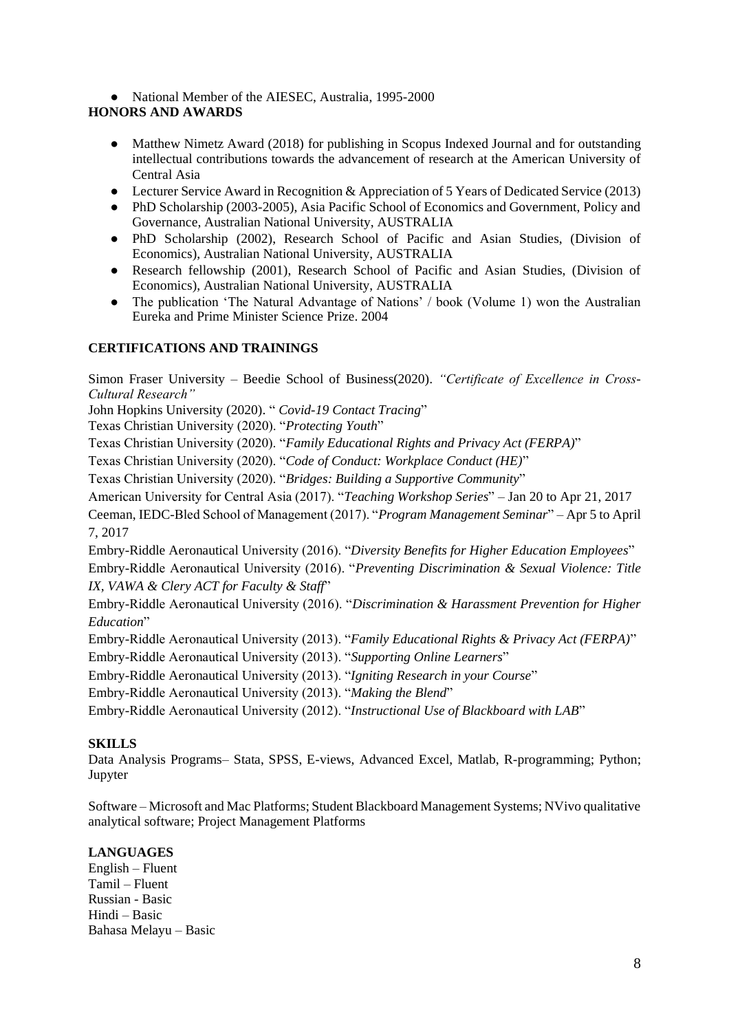- National Member of the AIESEC, Australia, 1995-2000

**HONORS AND AWARDS**

- Matthew Nimetz Award (2018) for publishing in Scopus Indexed Journal and for outstanding intellectual contributions towards the advancement of research at the American University of Central Asia
- Lecturer Service Award in Recognition & Appreciation of 5 Years of Dedicated Service (2013)
- PhD Scholarship (2003-2005), Asia Pacific School of Economics and Government, Policy and Governance, Australian National University, AUSTRALIA
- PhD Scholarship (2002), Research School of Pacific and Asian Studies, (Division of Economics), Australian National University, AUSTRALIA
- Research fellowship (2001), Research School of Pacific and Asian Studies, (Division of Economics), Australian National University, AUSTRALIA
- The publication 'The Natural Advantage of Nations' / book (Volume 1) won the Australian Eureka and Prime Minister Science Prize. 2004

**CERTIFICATIONS AND TRAININGS**

Simon Fraser University – Beedie School of Business(2020). *"Certificate of Excellence in Cross-Cultural Research"*

John Hopkins University (2020). " *Covid-19 Contact Tracing*"

Texas Christian University (2020). "*Protecting Youth*"

Texas Christian University (2020). "*Family Educational Rights and Privacy Act (FERPA)*"

Texas Christian University (2020). "*Code of Conduct: Workplace Conduct (HE)*"

Texas Christian University (2020). "*Bridges: Building a Supportive Community*"

American University for Central Asia (2017). "*Teaching Workshop Series*" – Jan 20 to Apr 21, 2017

Ceeman, IEDC-Bled School of Management (2017). "*Program Management Seminar*" – Apr 5 to April 7, 2017

Embry-Riddle Aeronautical University (2016). "*Diversity Benefits for Higher Education Employees*"

Embry-Riddle Aeronautical University (2016). "*Preventing Discrimination & Sexual Violence: Title IX, VAWA & Clery ACT for Faculty & Staff*"

Embry-Riddle Aeronautical University (2016). "*Discrimination & Harassment Prevention for Higher Education*"

Embry-Riddle Aeronautical University (2013). "*Family Educational Rights & Privacy Act (FERPA)*"

Embry-Riddle Aeronautical University (2013). "*Supporting Online Learners*"

Embry-Riddle Aeronautical University (2013). "*Igniting Research in your Course*"

Embry-Riddle Aeronautical University (2013). "*Making the Blend*"

Embry-Riddle Aeronautical University (2012). "*Instructional Use of Blackboard with LAB*"

**SKILLS**

Data Analysis Programs– Stata, SPSS, E-views, Advanced Excel, Matlab, R-programming; Python; Jupyter

Software – Microsoft and Mac Platforms; Student Blackboard Management Systems; NVivo qualitative analytical software; Project Management Platforms

**LANGUAGES**

English – Fluent
Tamil – Fluent
Russian - Basic
Hindi – Basic
Bahasa Melayu – Basic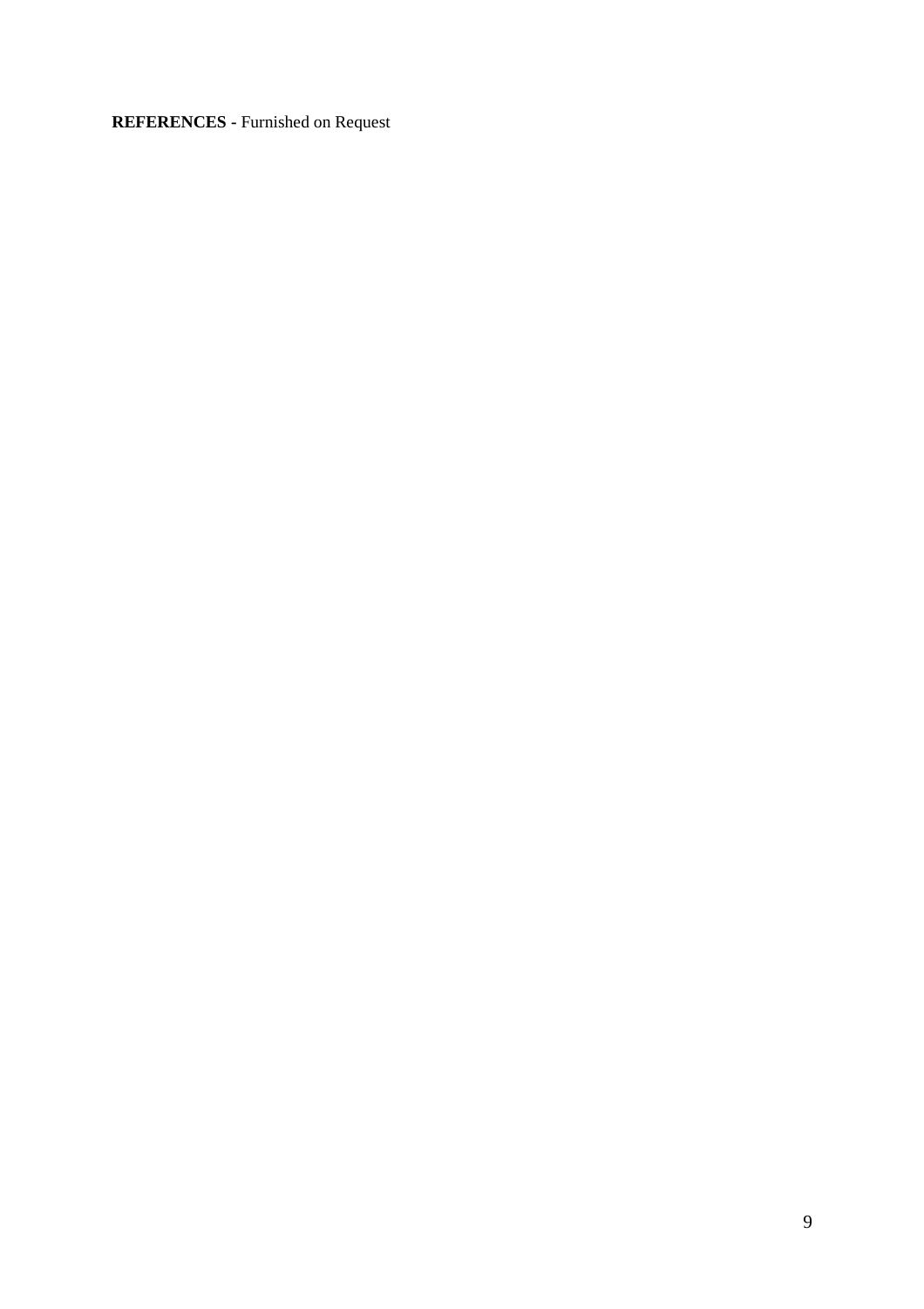**REFERENCES -** Furnished on Request